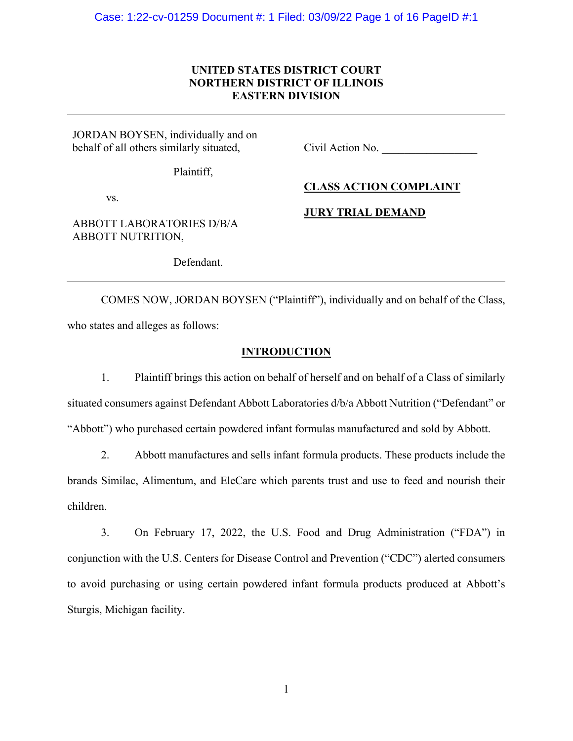**UNITED STATES DISTRICT COURT**
**NORTHERN DISTRICT OF ILLINOIS**
**EASTERN DIVISION**

---

| | |
|---|---|
| JORDAN BOYSEN, individually and on behalf of all others similarly situated, | Civil Action No. _________________ |
| Plaintiff, | |
| vs. | **CLASS ACTION COMPLAINT** |
| | **JURY TRIAL DEMAND** |
| ABBOTT LABORATORIES D/B/A ABBOTT NUTRITION, | |
| Defendant. | |

---

COMES NOW, JORDAN BOYSEN ("Plaintiff"), individually and on behalf of the Class, who states and alleges as follows:

## INTRODUCTION

1. Plaintiff brings this action on behalf of herself and on behalf of a Class of similarly situated consumers against Defendant Abbott Laboratories d/b/a Abbott Nutrition ("Defendant" or "Abbott") who purchased certain powdered infant formulas manufactured and sold by Abbott.

2. Abbott manufactures and sells infant formula products. These products include the brands Similac, Alimentum, and EleCare which parents trust and use to feed and nourish their children.

3. On February 17, 2022, the U.S. Food and Drug Administration ("FDA") in conjunction with the U.S. Centers for Disease Control and Prevention ("CDC") alerted consumers to avoid purchasing or using certain powdered infant formula products produced at Abbott's Sturgis, Michigan facility.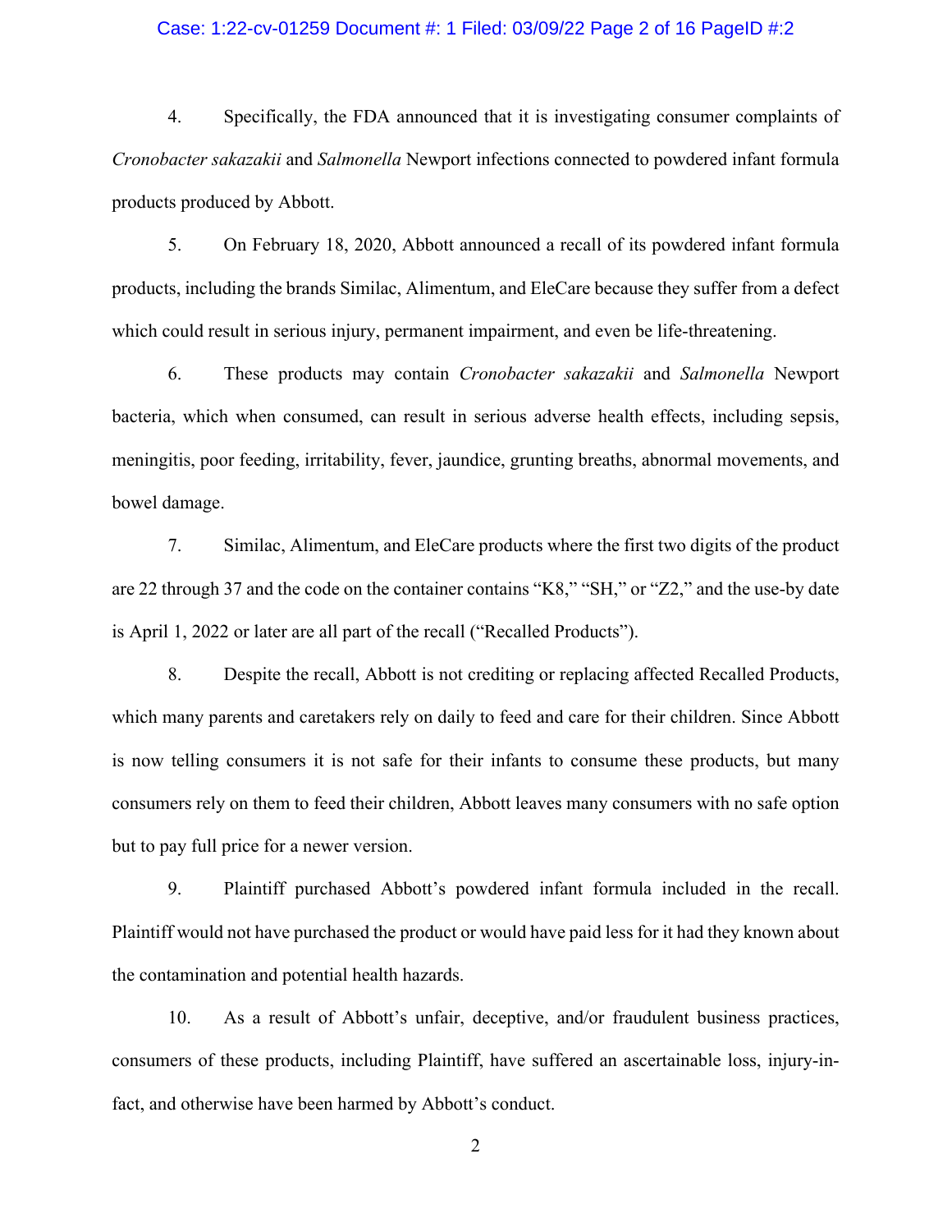4. Specifically, the FDA announced that it is investigating consumer complaints of *Cronobacter sakazakii* and *Salmonella* Newport infections connected to powdered infant formula products produced by Abbott.

5. On February 18, 2020, Abbott announced a recall of its powdered infant formula products, including the brands Similac, Alimentum, and EleCare because they suffer from a defect which could result in serious injury, permanent impairment, and even be life-threatening.

6. These products may contain *Cronobacter sakazakii* and *Salmonella* Newport bacteria, which when consumed, can result in serious adverse health effects, including sepsis, meningitis, poor feeding, irritability, fever, jaundice, grunting breaths, abnormal movements, and bowel damage.

7. Similac, Alimentum, and EleCare products where the first two digits of the product are 22 through 37 and the code on the container contains "K8," "SH," or "Z2," and the use-by date is April 1, 2022 or later are all part of the recall ("Recalled Products").

8. Despite the recall, Abbott is not crediting or replacing affected Recalled Products, which many parents and caretakers rely on daily to feed and care for their children. Since Abbott is now telling consumers it is not safe for their infants to consume these products, but many consumers rely on them to feed their children, Abbott leaves many consumers with no safe option but to pay full price for a newer version.

9. Plaintiff purchased Abbott's powdered infant formula included in the recall. Plaintiff would not have purchased the product or would have paid less for it had they known about the contamination and potential health hazards.

10. As a result of Abbott's unfair, deceptive, and/or fraudulent business practices, consumers of these products, including Plaintiff, have suffered an ascertainable loss, injury-in-fact, and otherwise have been harmed by Abbott's conduct.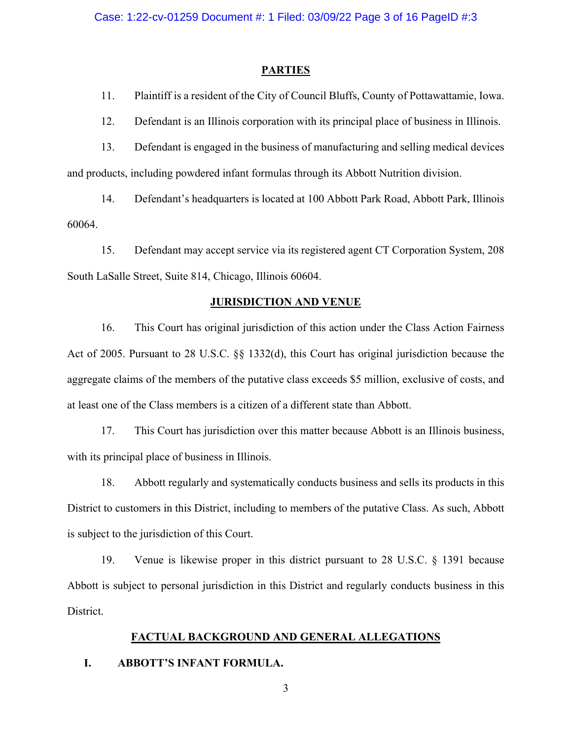## PARTIES

11. Plaintiff is a resident of the City of Council Bluffs, County of Pottawattamie, Iowa.

12. Defendant is an Illinois corporation with its principal place of business in Illinois.

13. Defendant is engaged in the business of manufacturing and selling medical devices and products, including powdered infant formulas through its Abbott Nutrition division.

14. Defendant's headquarters is located at 100 Abbott Park Road, Abbott Park, Illinois 60064.

15. Defendant may accept service via its registered agent CT Corporation System, 208 South LaSalle Street, Suite 814, Chicago, Illinois 60604.

## JURISDICTION AND VENUE

16. This Court has original jurisdiction of this action under the Class Action Fairness Act of 2005. Pursuant to 28 U.S.C. §§ 1332(d), this Court has original jurisdiction because the aggregate claims of the members of the putative class exceeds $5 million, exclusive of costs, and at least one of the Class members is a citizen of a different state than Abbott.

17. This Court has jurisdiction over this matter because Abbott is an Illinois business, with its principal place of business in Illinois.

18. Abbott regularly and systematically conducts business and sells its products in this District to customers in this District, including to members of the putative Class. As such, Abbott is subject to the jurisdiction of this Court.

19. Venue is likewise proper in this district pursuant to 28 U.S.C. § 1391 because Abbott is subject to personal jurisdiction in this District and regularly conducts business in this District.

## FACTUAL BACKGROUND AND GENERAL ALLEGATIONS

### I. ABBOTT'S INFANT FORMULA.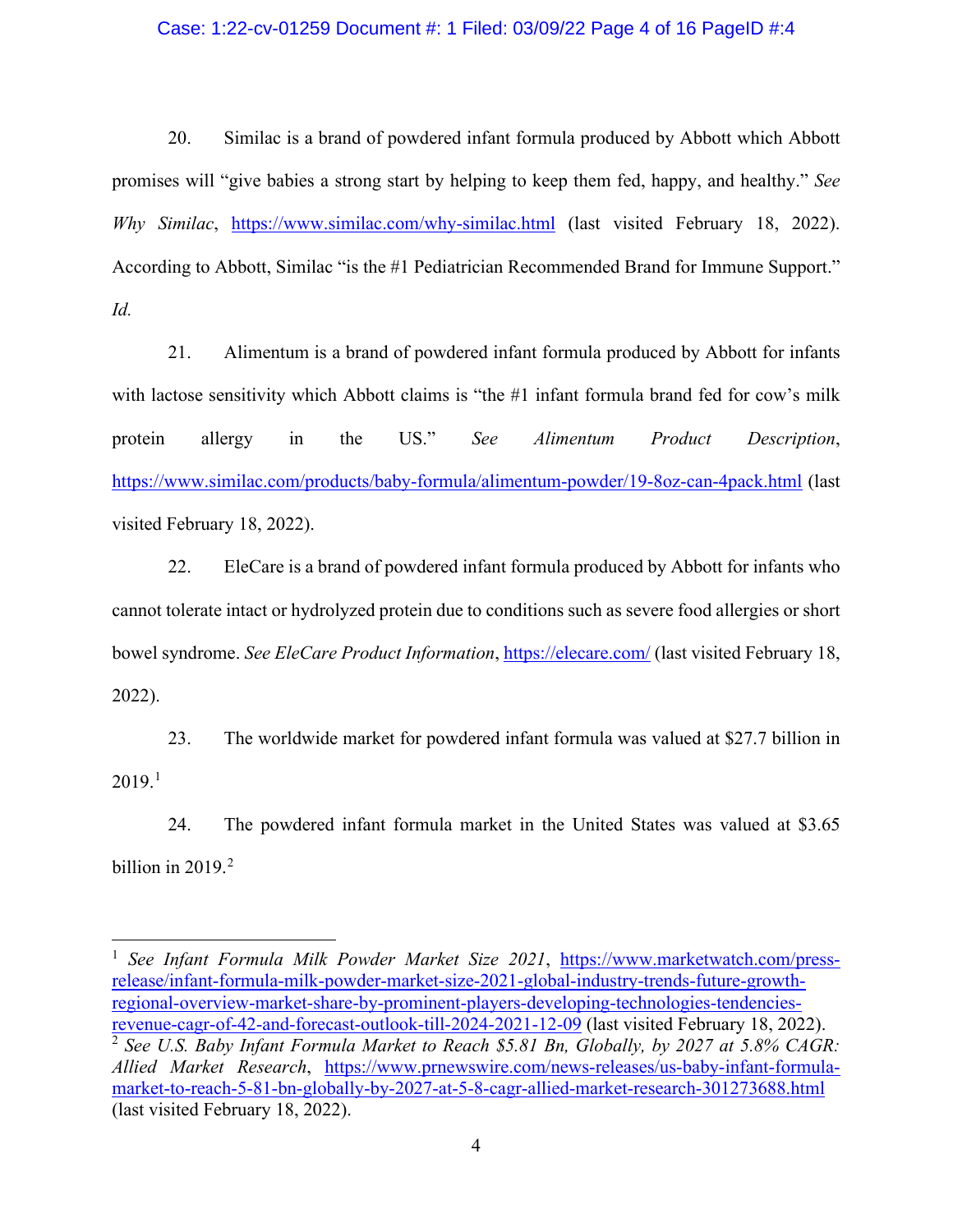20. Similac is a brand of powdered infant formula produced by Abbott which Abbott promises will "give babies a strong start by helping to keep them fed, happy, and healthy." *See Why Similac*, https://www.similac.com/why-similac.html (last visited February 18, 2022). According to Abbott, Similac "is the #1 Pediatrician Recommended Brand for Immune Support." *Id.*

21. Alimentum is a brand of powdered infant formula produced by Abbott for infants with lactose sensitivity which Abbott claims is "the #1 infant formula brand fed for cow's milk protein allergy in the US." *See Alimentum Product Description*, https://www.similac.com/products/baby-formula/alimentum-powder/19-8oz-can-4pack.html (last visited February 18, 2022).

22. EleCare is a brand of powdered infant formula produced by Abbott for infants who cannot tolerate intact or hydrolyzed protein due to conditions such as severe food allergies or short bowel syndrome. *See EleCare Product Information*, https://elecare.com/ (last visited February 18, 2022).

23. The worldwide market for powdered infant formula was valued at $27.7 billion in 2019.[1]

24. The powdered infant formula market in the United States was valued at $3.65 billion in 2019.[2]

---

[1] *See Infant Formula Milk Powder Market Size 2021*, https://www.marketwatch.com/press-release/infant-formula-milk-powder-market-size-2021-global-industry-trends-future-growth-regional-overview-market-share-by-prominent-players-developing-technologies-tendencies-revenue-cagr-of-42-and-forecast-outlook-till-2024-2021-12-09 (last visited February 18, 2022).

[2] *See U.S. Baby Infant Formula Market to Reach $5.81 Bn, Globally, by 2027 at 5.8% CAGR: Allied Market Research*, https://www.prnewswire.com/news-releases/us-baby-infant-formula-market-to-reach-5-81-bn-globally-by-2027-at-5-8-cagr-allied-market-research-301273688.html (last visited February 18, 2022).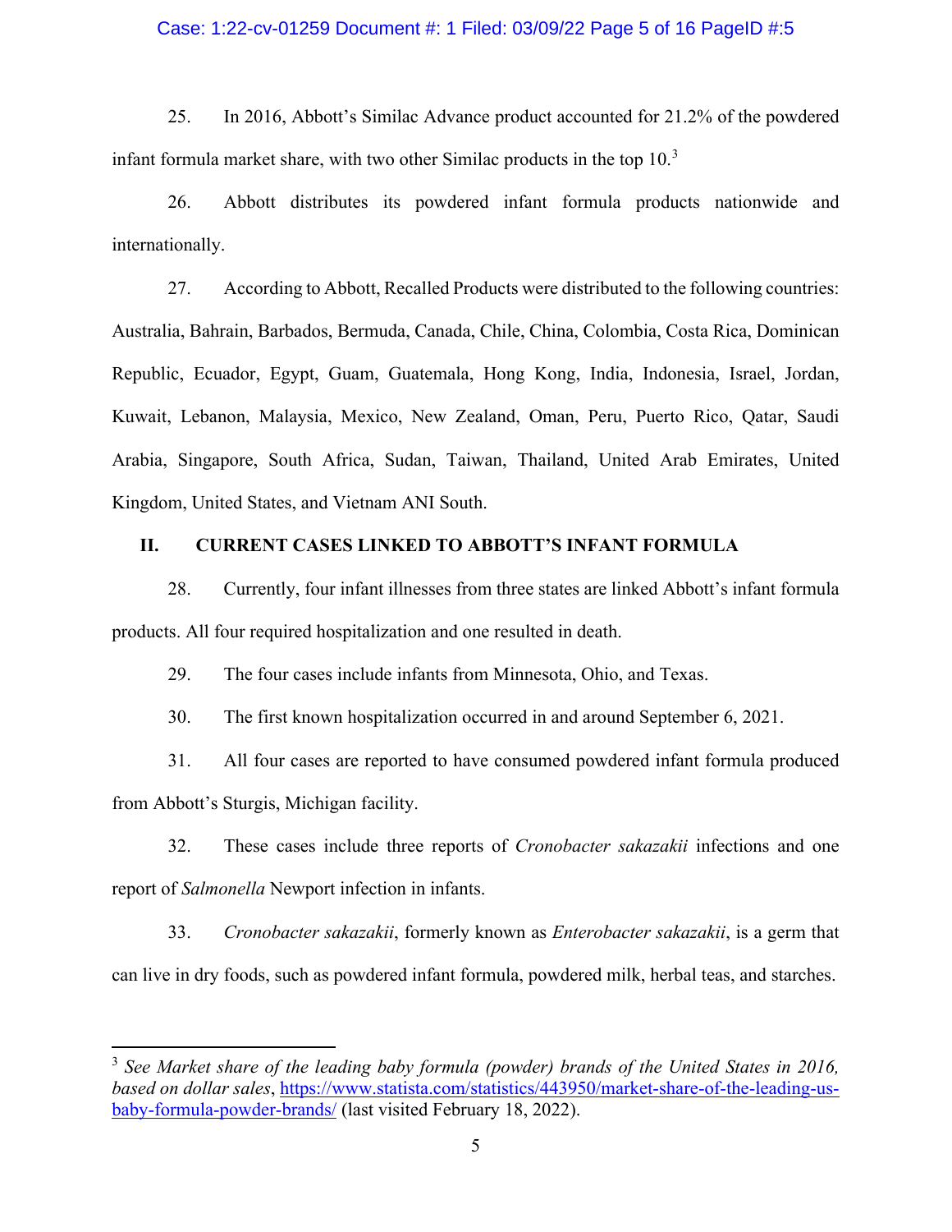25. In 2016, Abbott's Similac Advance product accounted for 21.2% of the powdered infant formula market share, with two other Similac products in the top 10.[3]

26. Abbott distributes its powdered infant formula products nationwide and internationally.

27. According to Abbott, Recalled Products were distributed to the following countries: Australia, Bahrain, Barbados, Bermuda, Canada, Chile, China, Colombia, Costa Rica, Dominican Republic, Ecuador, Egypt, Guam, Guatemala, Hong Kong, India, Indonesia, Israel, Jordan, Kuwait, Lebanon, Malaysia, Mexico, New Zealand, Oman, Peru, Puerto Rico, Qatar, Saudi Arabia, Singapore, South Africa, Sudan, Taiwan, Thailand, United Arab Emirates, United Kingdom, United States, and Vietnam ANI South.

## II. CURRENT CASES LINKED TO ABBOTT'S INFANT FORMULA

28. Currently, four infant illnesses from three states are linked Abbott's infant formula products. All four required hospitalization and one resulted in death.

29. The four cases include infants from Minnesota, Ohio, and Texas.

30. The first known hospitalization occurred in and around September 6, 2021.

31. All four cases are reported to have consumed powdered infant formula produced from Abbott's Sturgis, Michigan facility.

32. These cases include three reports of *Cronobacter sakazakii* infections and one report of *Salmonella* Newport infection in infants.

33. *Cronobacter sakazakii*, formerly known as *Enterobacter sakazakii*, is a germ that can live in dry foods, such as powdered infant formula, powdered milk, herbal teas, and starches.

---

[3] *See Market share of the leading baby formula (powder) brands of the United States in 2016, based on dollar sales*, https://www.statista.com/statistics/443950/market-share-of-the-leading-us-baby-formula-powder-brands/ (last visited February 18, 2022).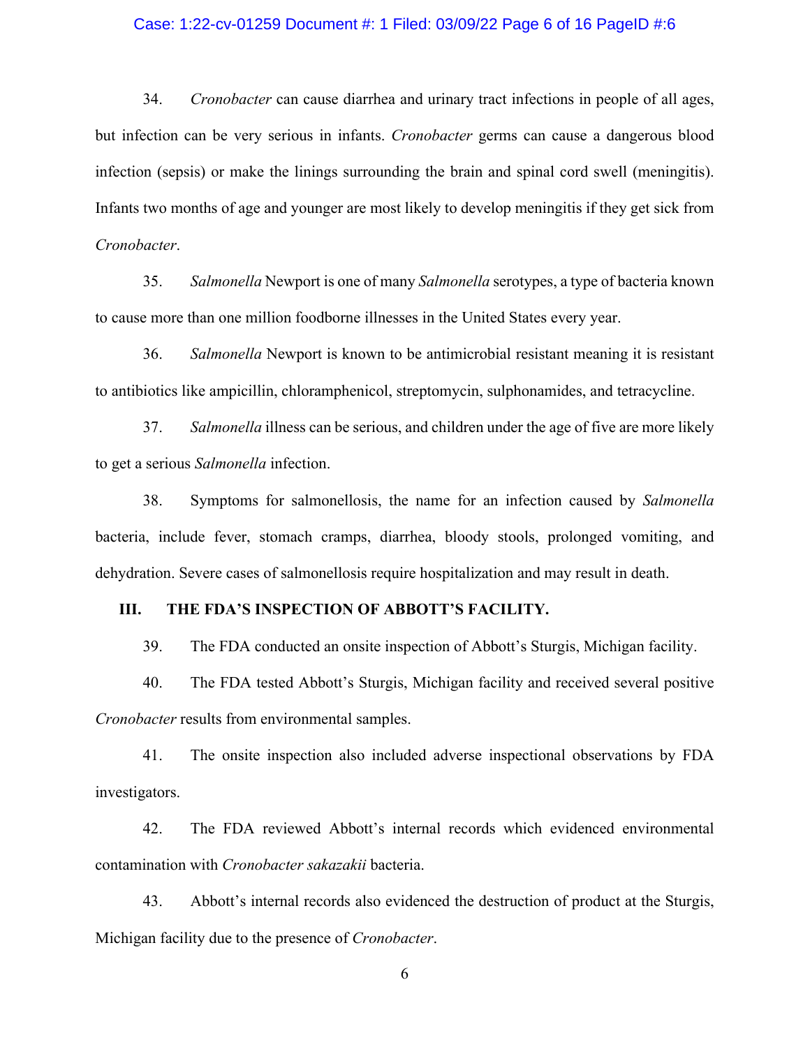34. *Cronobacter* can cause diarrhea and urinary tract infections in people of all ages, but infection can be very serious in infants. *Cronobacter* germs can cause a dangerous blood infection (sepsis) or make the linings surrounding the brain and spinal cord swell (meningitis). Infants two months of age and younger are most likely to develop meningitis if they get sick from *Cronobacter*.

35. *Salmonella* Newport is one of many *Salmonella* serotypes, a type of bacteria known to cause more than one million foodborne illnesses in the United States every year.

36. *Salmonella* Newport is known to be antimicrobial resistant meaning it is resistant to antibiotics like ampicillin, chloramphenicol, streptomycin, sulphonamides, and tetracycline.

37. *Salmonella* illness can be serious, and children under the age of five are more likely to get a serious *Salmonella* infection.

38. Symptoms for salmonellosis, the name for an infection caused by *Salmonella* bacteria, include fever, stomach cramps, diarrhea, bloody stools, prolonged vomiting, and dehydration. Severe cases of salmonellosis require hospitalization and may result in death.

## III. THE FDA'S INSPECTION OF ABBOTT'S FACILITY.

39. The FDA conducted an onsite inspection of Abbott's Sturgis, Michigan facility.

40. The FDA tested Abbott's Sturgis, Michigan facility and received several positive *Cronobacter* results from environmental samples.

41. The onsite inspection also included adverse inspectional observations by FDA investigators.

42. The FDA reviewed Abbott's internal records which evidenced environmental contamination with *Cronobacter sakazakii* bacteria.

43. Abbott's internal records also evidenced the destruction of product at the Sturgis, Michigan facility due to the presence of *Cronobacter*.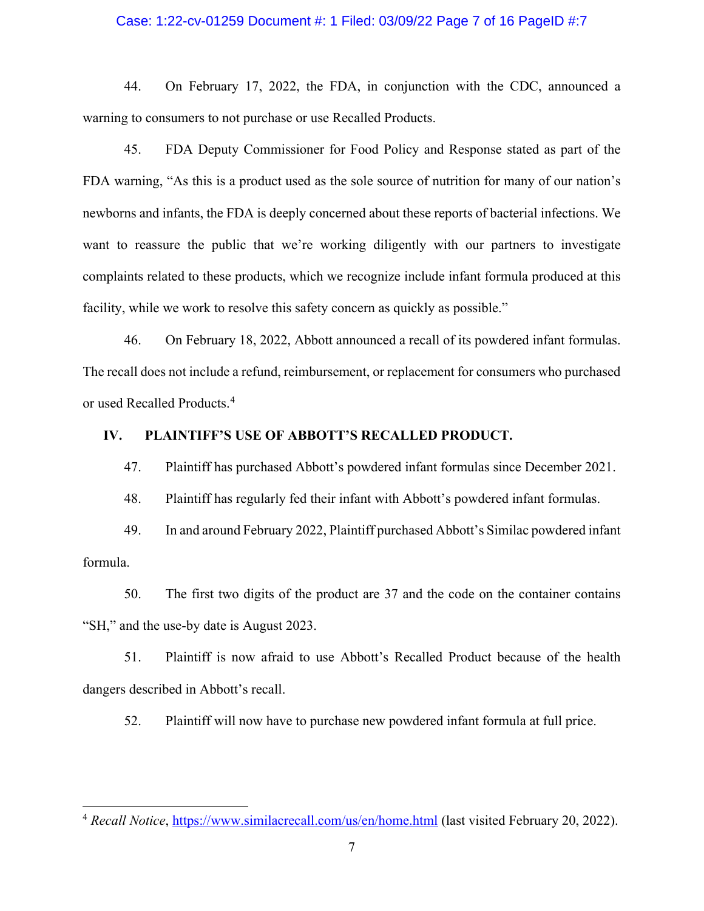44. On February 17, 2022, the FDA, in conjunction with the CDC, announced a warning to consumers to not purchase or use Recalled Products.

45. FDA Deputy Commissioner for Food Policy and Response stated as part of the FDA warning, "As this is a product used as the sole source of nutrition for many of our nation's newborns and infants, the FDA is deeply concerned about these reports of bacterial infections. We want to reassure the public that we're working diligently with our partners to investigate complaints related to these products, which we recognize include infant formula produced at this facility, while we work to resolve this safety concern as quickly as possible."

46. On February 18, 2022, Abbott announced a recall of its powdered infant formulas. The recall does not include a refund, reimbursement, or replacement for consumers who purchased or used Recalled Products.[4]

## IV. PLAINTIFF'S USE OF ABBOTT'S RECALLED PRODUCT.

47. Plaintiff has purchased Abbott's powdered infant formulas since December 2021.

48. Plaintiff has regularly fed their infant with Abbott's powdered infant formulas.

49. In and around February 2022, Plaintiff purchased Abbott's Similac powdered infant formula.

50. The first two digits of the product are 37 and the code on the container contains "SH," and the use-by date is August 2023.

51. Plaintiff is now afraid to use Abbott's Recalled Product because of the health dangers described in Abbott's recall.

52. Plaintiff will now have to purchase new powdered infant formula at full price.

---

[4] *Recall Notice*, https://www.similacrecall.com/us/en/home.html (last visited February 20, 2022).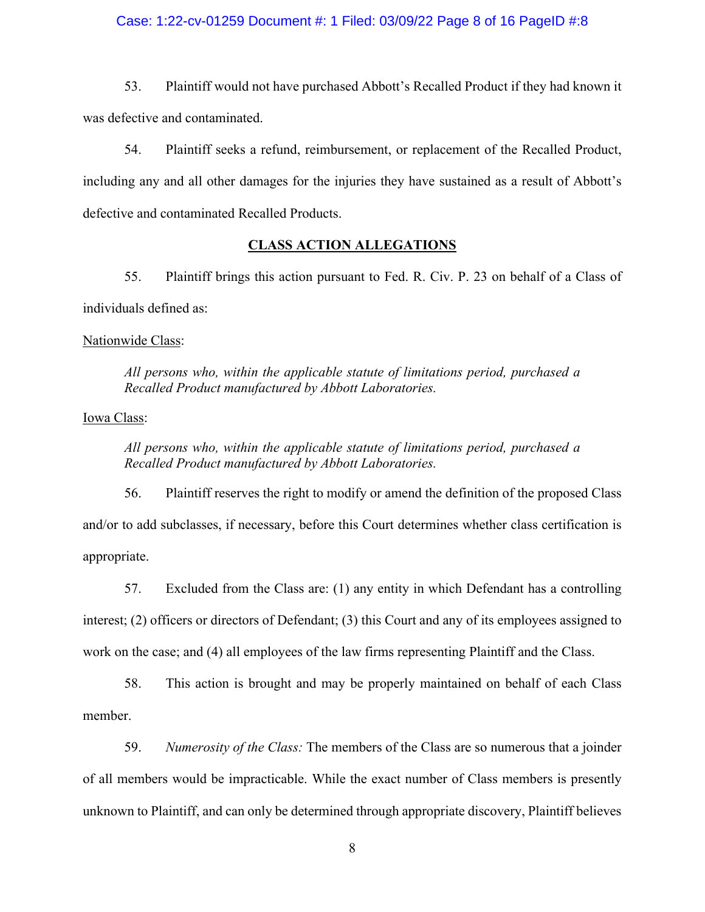53. Plaintiff would not have purchased Abbott's Recalled Product if they had known it was defective and contaminated.

54. Plaintiff seeks a refund, reimbursement, or replacement of the Recalled Product, including any and all other damages for the injuries they have sustained as a result of Abbott's defective and contaminated Recalled Products.

## CLASS ACTION ALLEGATIONS

55. Plaintiff brings this action pursuant to Fed. R. Civ. P. 23 on behalf of a Class of individuals defined as:

Nationwide Class:

> *All persons who, within the applicable statute of limitations period, purchased a Recalled Product manufactured by Abbott Laboratories.*

Iowa Class:

> *All persons who, within the applicable statute of limitations period, purchased a Recalled Product manufactured by Abbott Laboratories.*

56. Plaintiff reserves the right to modify or amend the definition of the proposed Class and/or to add subclasses, if necessary, before this Court determines whether class certification is appropriate.

57. Excluded from the Class are: (1) any entity in which Defendant has a controlling interest; (2) officers or directors of Defendant; (3) this Court and any of its employees assigned to work on the case; and (4) all employees of the law firms representing Plaintiff and the Class.

58. This action is brought and may be properly maintained on behalf of each Class member.

59. *Numerosity of the Class:* The members of the Class are so numerous that a joinder of all members would be impracticable. While the exact number of Class members is presently unknown to Plaintiff, and can only be determined through appropriate discovery, Plaintiff believes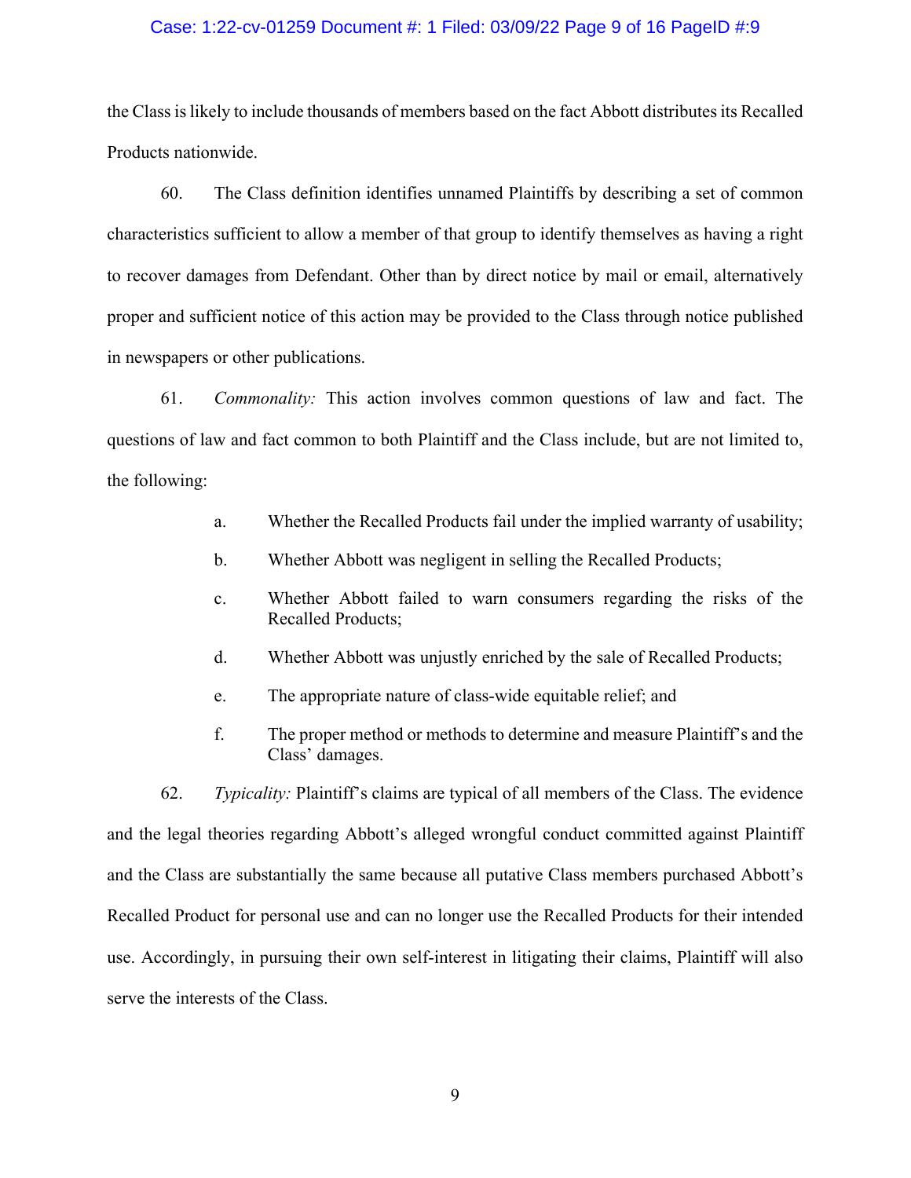the Class is likely to include thousands of members based on the fact Abbott distributes its Recalled Products nationwide.

60. The Class definition identifies unnamed Plaintiffs by describing a set of common characteristics sufficient to allow a member of that group to identify themselves as having a right to recover damages from Defendant. Other than by direct notice by mail or email, alternatively proper and sufficient notice of this action may be provided to the Class through notice published in newspapers or other publications.

61. *Commonality:* This action involves common questions of law and fact. The questions of law and fact common to both Plaintiff and the Class include, but are not limited to, the following:

a. Whether the Recalled Products fail under the implied warranty of usability;

b. Whether Abbott was negligent in selling the Recalled Products;

c. Whether Abbott failed to warn consumers regarding the risks of the Recalled Products;

d. Whether Abbott was unjustly enriched by the sale of Recalled Products;

e. The appropriate nature of class-wide equitable relief; and

f. The proper method or methods to determine and measure Plaintiff's and the Class' damages.

62. *Typicality:* Plaintiff's claims are typical of all members of the Class. The evidence and the legal theories regarding Abbott's alleged wrongful conduct committed against Plaintiff and the Class are substantially the same because all putative Class members purchased Abbott's Recalled Product for personal use and can no longer use the Recalled Products for their intended use. Accordingly, in pursuing their own self-interest in litigating their claims, Plaintiff will also serve the interests of the Class.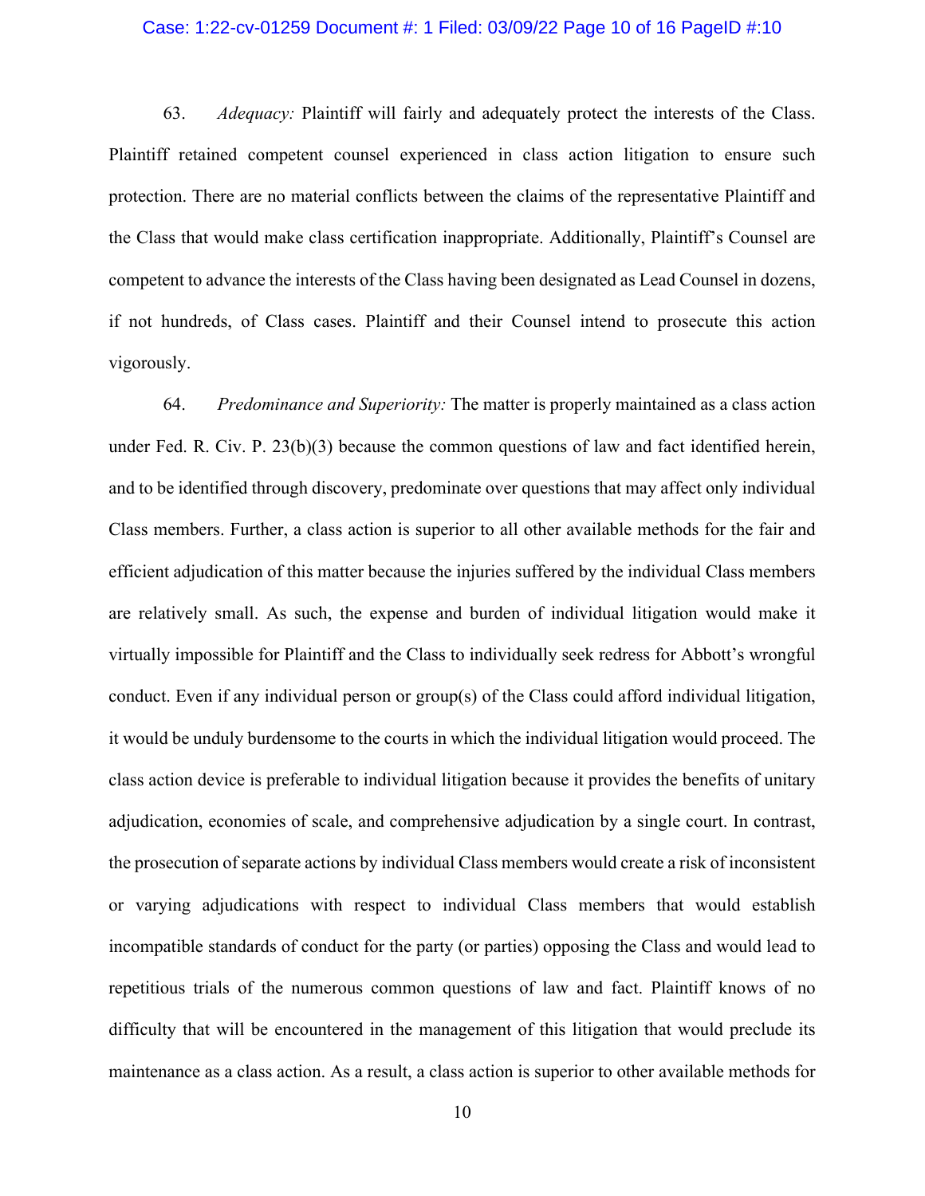63. *Adequacy:* Plaintiff will fairly and adequately protect the interests of the Class. Plaintiff retained competent counsel experienced in class action litigation to ensure such protection. There are no material conflicts between the claims of the representative Plaintiff and the Class that would make class certification inappropriate. Additionally, Plaintiff's Counsel are competent to advance the interests of the Class having been designated as Lead Counsel in dozens, if not hundreds, of Class cases. Plaintiff and their Counsel intend to prosecute this action vigorously.

64. *Predominance and Superiority:* The matter is properly maintained as a class action under Fed. R. Civ. P. 23(b)(3) because the common questions of law and fact identified herein, and to be identified through discovery, predominate over questions that may affect only individual Class members. Further, a class action is superior to all other available methods for the fair and efficient adjudication of this matter because the injuries suffered by the individual Class members are relatively small. As such, the expense and burden of individual litigation would make it virtually impossible for Plaintiff and the Class to individually seek redress for Abbott's wrongful conduct. Even if any individual person or group(s) of the Class could afford individual litigation, it would be unduly burdensome to the courts in which the individual litigation would proceed. The class action device is preferable to individual litigation because it provides the benefits of unitary adjudication, economies of scale, and comprehensive adjudication by a single court. In contrast, the prosecution of separate actions by individual Class members would create a risk of inconsistent or varying adjudications with respect to individual Class members that would establish incompatible standards of conduct for the party (or parties) opposing the Class and would lead to repetitious trials of the numerous common questions of law and fact. Plaintiff knows of no difficulty that will be encountered in the management of this litigation that would preclude its maintenance as a class action. As a result, a class action is superior to other available methods for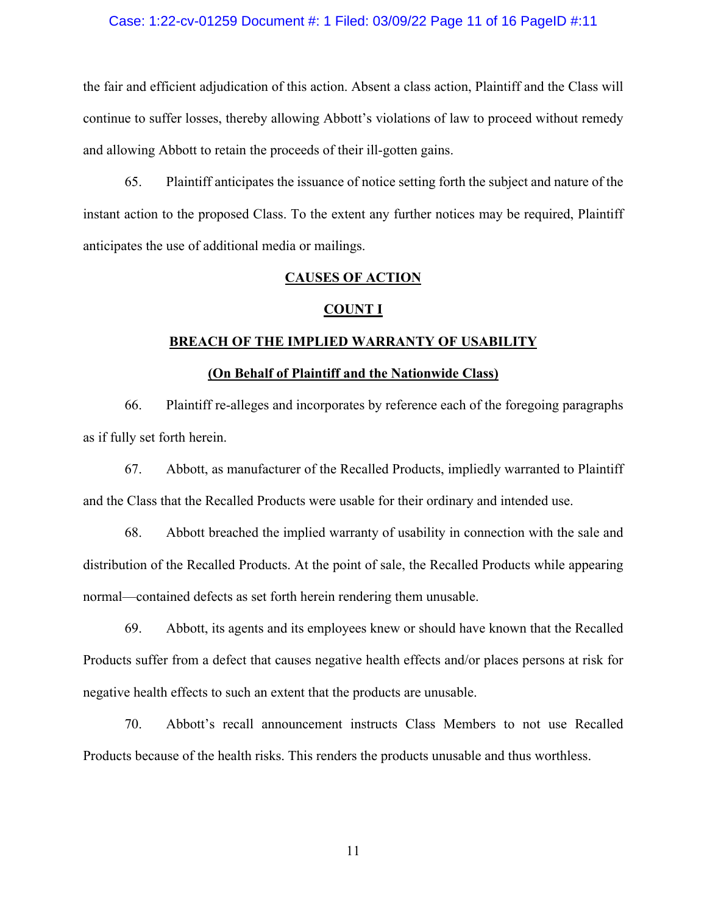the fair and efficient adjudication of this action. Absent a class action, Plaintiff and the Class will continue to suffer losses, thereby allowing Abbott's violations of law to proceed without remedy and allowing Abbott to retain the proceeds of their ill-gotten gains.

65. Plaintiff anticipates the issuance of notice setting forth the subject and nature of the instant action to the proposed Class. To the extent any further notices may be required, Plaintiff anticipates the use of additional media or mailings.

## CAUSES OF ACTION

### COUNT I

### BREACH OF THE IMPLIED WARRANTY OF USABILITY

**(On Behalf of Plaintiff and the Nationwide Class)**

66. Plaintiff re-alleges and incorporates by reference each of the foregoing paragraphs as if fully set forth herein.

67. Abbott, as manufacturer of the Recalled Products, impliedly warranted to Plaintiff and the Class that the Recalled Products were usable for their ordinary and intended use.

68. Abbott breached the implied warranty of usability in connection with the sale and distribution of the Recalled Products. At the point of sale, the Recalled Products while appearing normal—contained defects as set forth herein rendering them unusable.

69. Abbott, its agents and its employees knew or should have known that the Recalled Products suffer from a defect that causes negative health effects and/or places persons at risk for negative health effects to such an extent that the products are unusable.

70. Abbott's recall announcement instructs Class Members to not use Recalled Products because of the health risks. This renders the products unusable and thus worthless.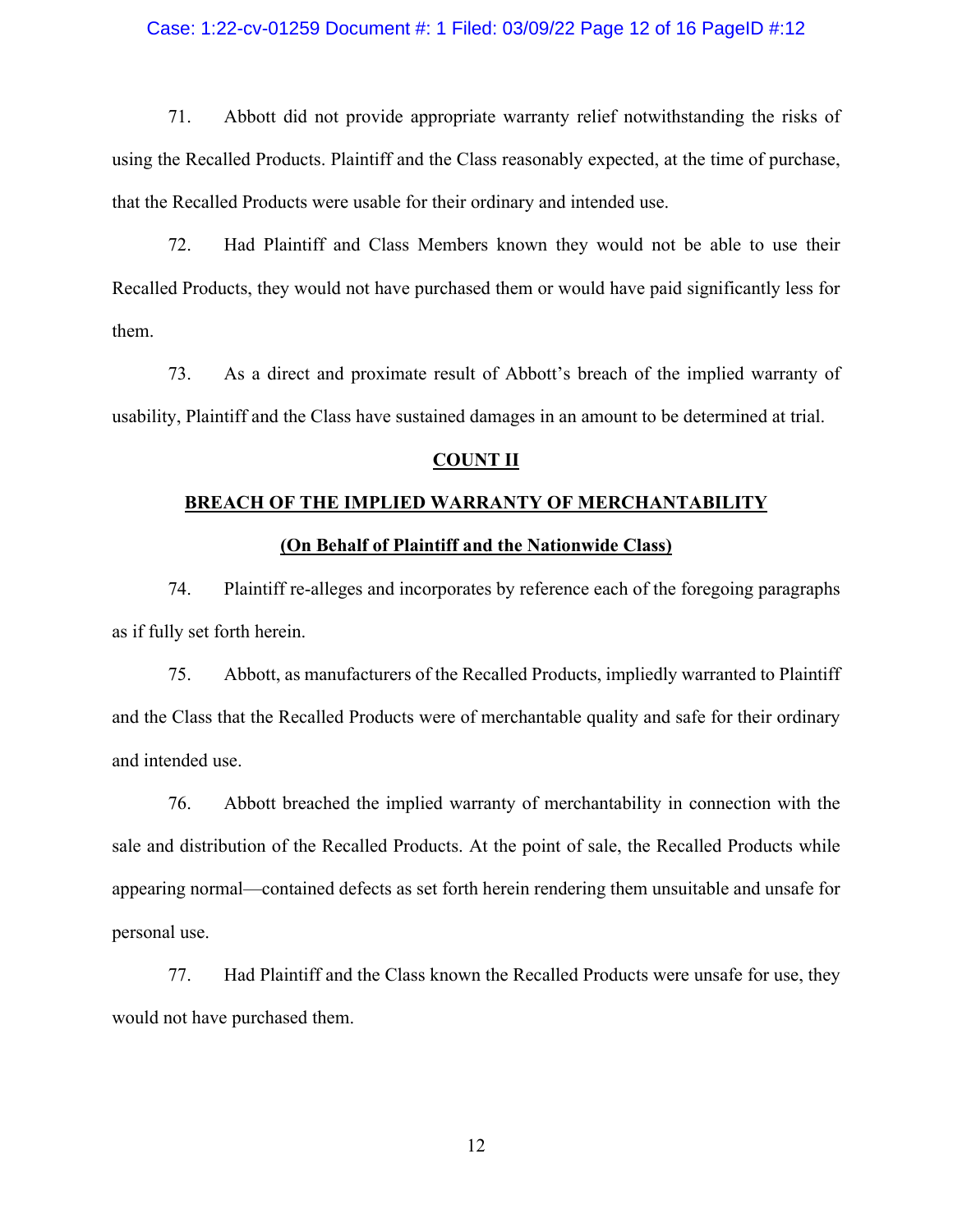71. Abbott did not provide appropriate warranty relief notwithstanding the risks of using the Recalled Products. Plaintiff and the Class reasonably expected, at the time of purchase, that the Recalled Products were usable for their ordinary and intended use.

72. Had Plaintiff and Class Members known they would not be able to use their Recalled Products, they would not have purchased them or would have paid significantly less for them.

73. As a direct and proximate result of Abbott's breach of the implied warranty of usability, Plaintiff and the Class have sustained damages in an amount to be determined at trial.

## COUNT II

## BREACH OF THE IMPLIED WARRANTY OF MERCHANTABILITY

### (On Behalf of Plaintiff and the Nationwide Class)

74. Plaintiff re-alleges and incorporates by reference each of the foregoing paragraphs as if fully set forth herein.

75. Abbott, as manufacturers of the Recalled Products, impliedly warranted to Plaintiff and the Class that the Recalled Products were of merchantable quality and safe for their ordinary and intended use.

76. Abbott breached the implied warranty of merchantability in connection with the sale and distribution of the Recalled Products. At the point of sale, the Recalled Products while appearing normal—contained defects as set forth herein rendering them unsuitable and unsafe for personal use.

77. Had Plaintiff and the Class known the Recalled Products were unsafe for use, they would not have purchased them.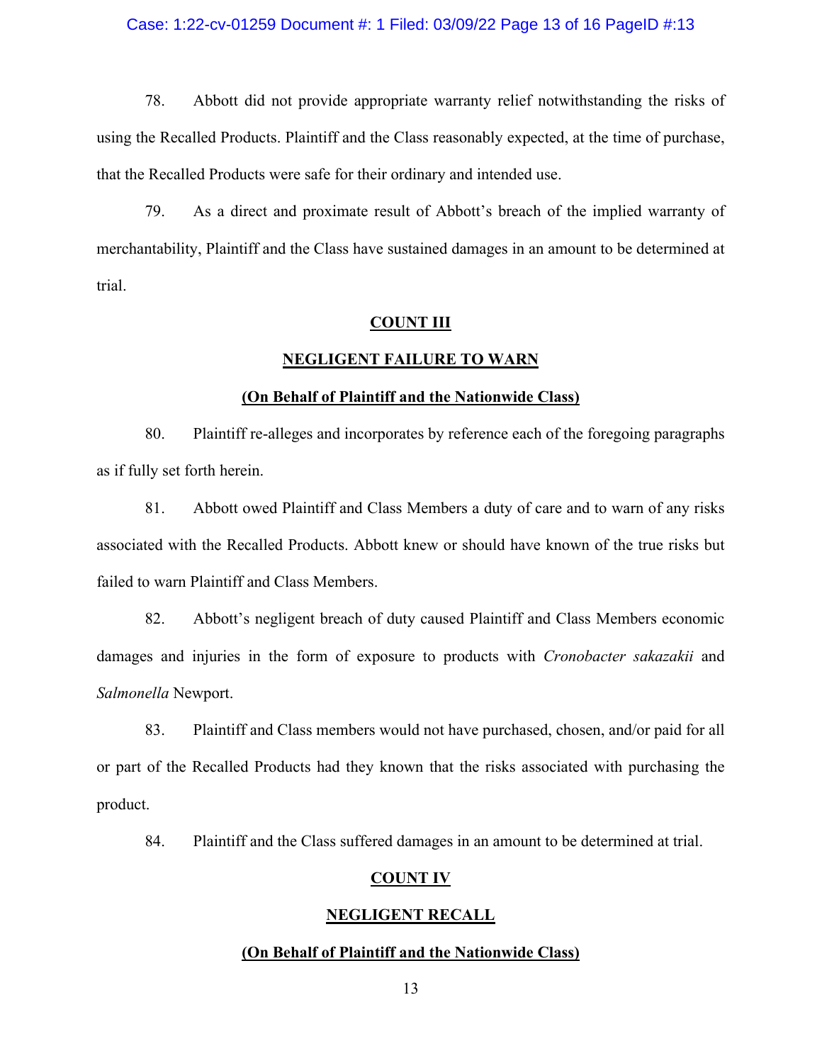78. Abbott did not provide appropriate warranty relief notwithstanding the risks of using the Recalled Products. Plaintiff and the Class reasonably expected, at the time of purchase, that the Recalled Products were safe for their ordinary and intended use.

79. As a direct and proximate result of Abbott's breach of the implied warranty of merchantability, Plaintiff and the Class have sustained damages in an amount to be determined at trial.

**COUNT III**

**NEGLIGENT FAILURE TO WARN**

**(On Behalf of Plaintiff and the Nationwide Class)**

80. Plaintiff re-alleges and incorporates by reference each of the foregoing paragraphs as if fully set forth herein.

81. Abbott owed Plaintiff and Class Members a duty of care and to warn of any risks associated with the Recalled Products. Abbott knew or should have known of the true risks but failed to warn Plaintiff and Class Members.

82. Abbott's negligent breach of duty caused Plaintiff and Class Members economic damages and injuries in the form of exposure to products with *Cronobacter sakazakii* and *Salmonella* Newport.

83. Plaintiff and Class members would not have purchased, chosen, and/or paid for all or part of the Recalled Products had they known that the risks associated with purchasing the product.

84. Plaintiff and the Class suffered damages in an amount to be determined at trial.

**COUNT IV**

**NEGLIGENT RECALL**

**(On Behalf of Plaintiff and the Nationwide Class)**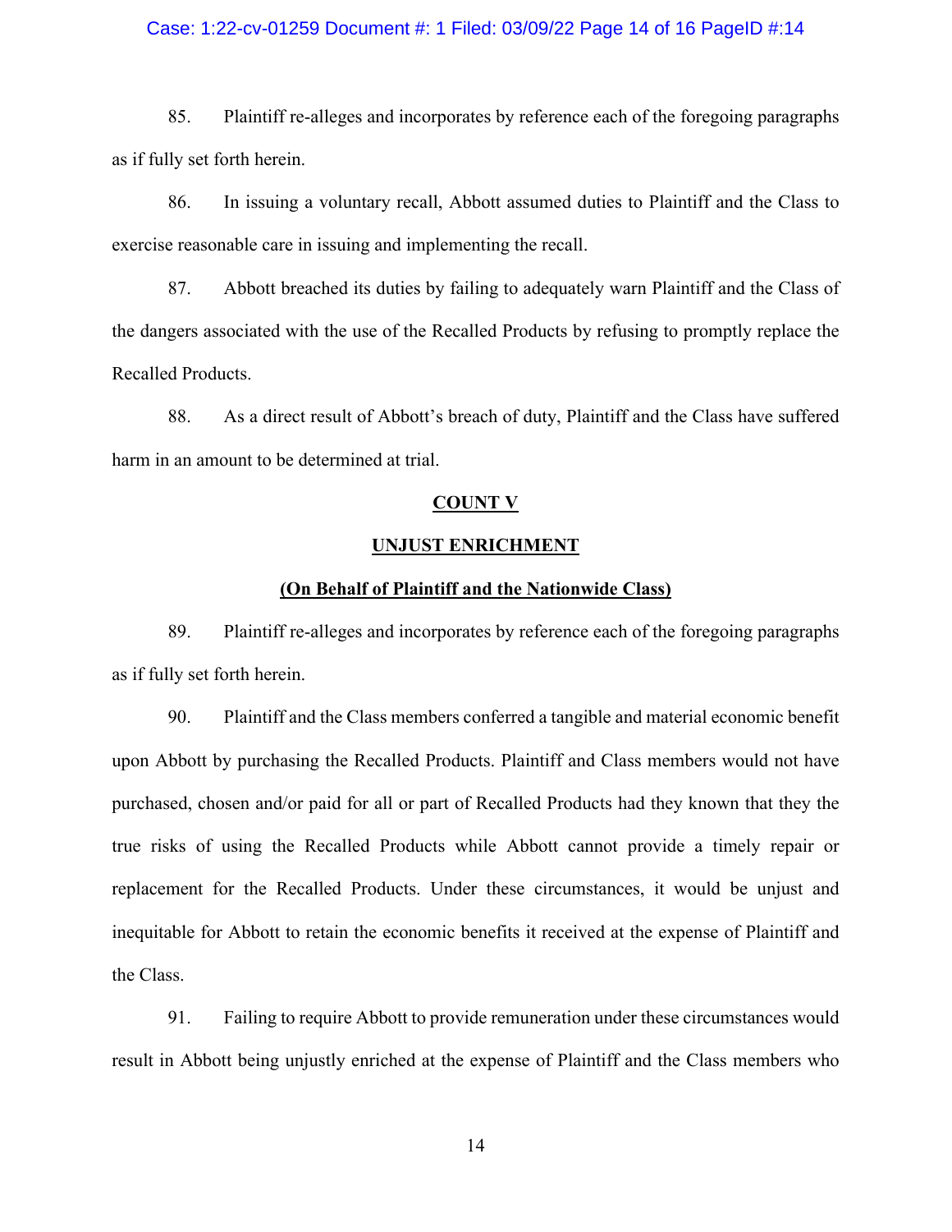85. Plaintiff re-alleges and incorporates by reference each of the foregoing paragraphs as if fully set forth herein.

86. In issuing a voluntary recall, Abbott assumed duties to Plaintiff and the Class to exercise reasonable care in issuing and implementing the recall.

87. Abbott breached its duties by failing to adequately warn Plaintiff and the Class of the dangers associated with the use of the Recalled Products by refusing to promptly replace the Recalled Products.

88. As a direct result of Abbott's breach of duty, Plaintiff and the Class have suffered harm in an amount to be determined at trial.

**COUNT V**

**UNJUST ENRICHMENT**

**(On Behalf of Plaintiff and the Nationwide Class)**

89. Plaintiff re-alleges and incorporates by reference each of the foregoing paragraphs as if fully set forth herein.

90. Plaintiff and the Class members conferred a tangible and material economic benefit upon Abbott by purchasing the Recalled Products. Plaintiff and Class members would not have purchased, chosen and/or paid for all or part of Recalled Products had they known that they the true risks of using the Recalled Products while Abbott cannot provide a timely repair or replacement for the Recalled Products. Under these circumstances, it would be unjust and inequitable for Abbott to retain the economic benefits it received at the expense of Plaintiff and the Class.

91. Failing to require Abbott to provide remuneration under these circumstances would result in Abbott being unjustly enriched at the expense of Plaintiff and the Class members who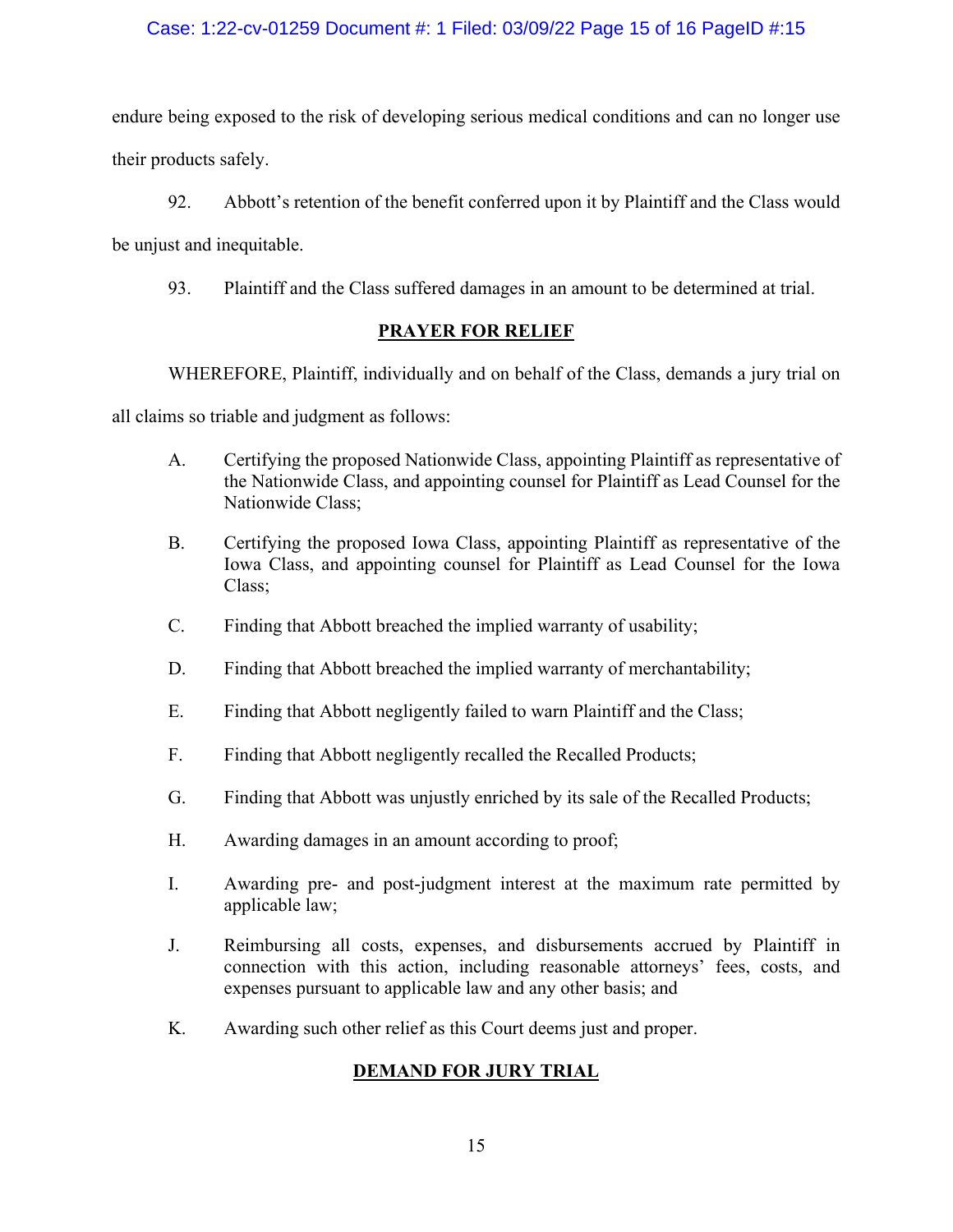endure being exposed to the risk of developing serious medical conditions and can no longer use their products safely.

92. Abbott's retention of the benefit conferred upon it by Plaintiff and the Class would be unjust and inequitable.

93. Plaintiff and the Class suffered damages in an amount to be determined at trial.

## PRAYER FOR RELIEF

WHEREFORE, Plaintiff, individually and on behalf of the Class, demands a jury trial on all claims so triable and judgment as follows:

A. Certifying the proposed Nationwide Class, appointing Plaintiff as representative of the Nationwide Class, and appointing counsel for Plaintiff as Lead Counsel for the Nationwide Class;

B. Certifying the proposed Iowa Class, appointing Plaintiff as representative of the Iowa Class, and appointing counsel for Plaintiff as Lead Counsel for the Iowa Class;

C. Finding that Abbott breached the implied warranty of usability;

D. Finding that Abbott breached the implied warranty of merchantability;

E. Finding that Abbott negligently failed to warn Plaintiff and the Class;

F. Finding that Abbott negligently recalled the Recalled Products;

G. Finding that Abbott was unjustly enriched by its sale of the Recalled Products;

H. Awarding damages in an amount according to proof;

I. Awarding pre- and post-judgment interest at the maximum rate permitted by applicable law;

J. Reimbursing all costs, expenses, and disbursements accrued by Plaintiff in connection with this action, including reasonable attorneys' fees, costs, and expenses pursuant to applicable law and any other basis; and

K. Awarding such other relief as this Court deems just and proper.

## DEMAND FOR JURY TRIAL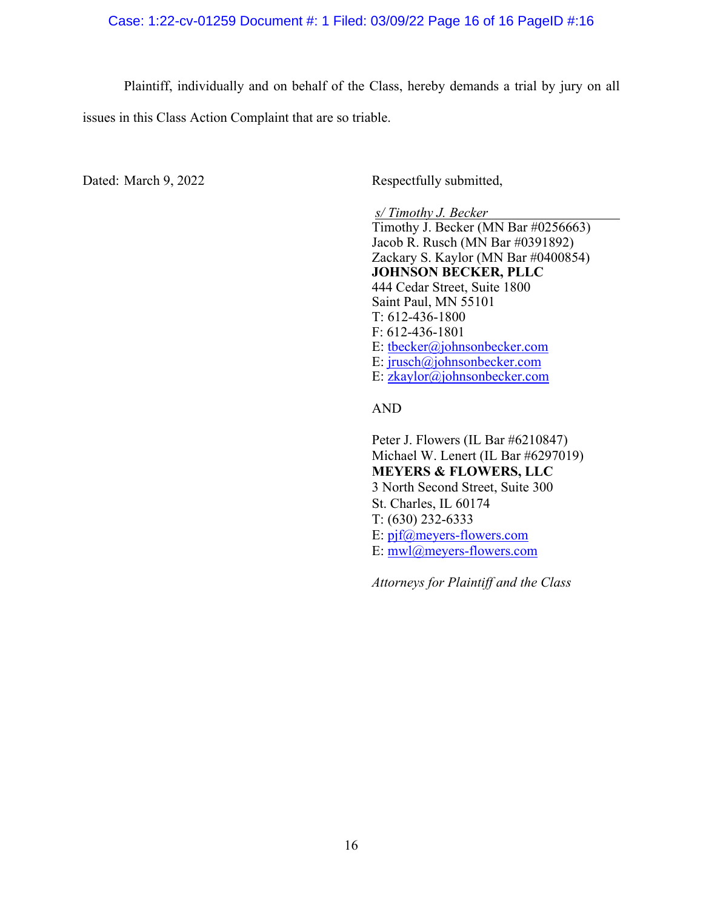Plaintiff, individually and on behalf of the Class, hereby demands a trial by jury on all issues in this Class Action Complaint that are so triable.

Dated: March 9, 2022

Respectfully submitted,

*s/ Timothy J. Becker*
Timothy J. Becker (MN Bar #0256663)
Jacob R. Rusch (MN Bar #0391892)
Zackary S. Kaylor (MN Bar #0400854)
**JOHNSON BECKER, PLLC**
444 Cedar Street, Suite 1800
Saint Paul, MN 55101
T: 612-436-1800
F: 612-436-1801
E: tbecker@johnsonbecker.com
E: jrusch@johnsonbecker.com
E: zkaylor@johnsonbecker.com

AND

Peter J. Flowers (IL Bar #6210847)
Michael W. Lenert (IL Bar #6297019)
**MEYERS & FLOWERS, LLC**
3 North Second Street, Suite 300
St. Charles, IL 60174
T: (630) 232-6333
E: pjf@meyers-flowers.com
E: mwl@meyers-flowers.com

*Attorneys for Plaintiff and the Class*